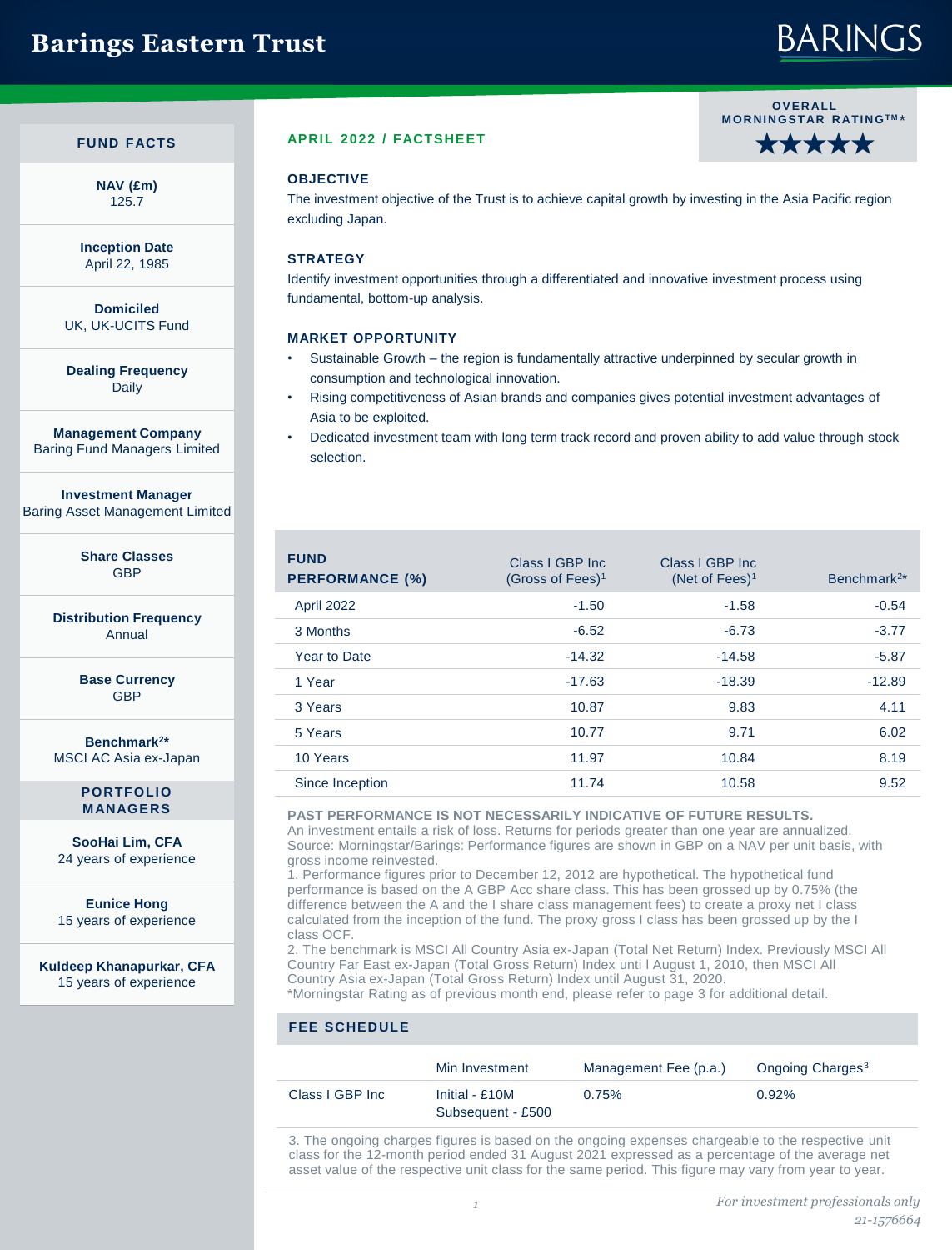# Barings Eastern Trust

BARINGS

**APRIL 2022 / FACTSHEET**

OVERALL MORNINGSTAR RATING™*

★★★★★

## FUND FACTS

**NAV (£m)**
125.7

**Inception Date**
April 22, 1985

**Domiciled**
UK, UK-UCITS Fund

**Dealing Frequency**
Daily

**Management Company**
Baring Fund Managers Limited

**Investment Manager**
Baring Asset Management Limited

**Share Classes**
GBP

**Distribution Frequency**
Annual

**Base Currency**
GBP

**Benchmark[2*]**
MSCI AC Asia ex-Japan

## PORTFOLIO MANAGERS

**SooHai Lim, CFA**
24 years of experience

**Eunice Hong**
15 years of experience

**Kuldeep Khanapurkar, CFA**
15 years of experience

## OBJECTIVE

The investment objective of the Trust is to achieve capital growth by investing in the Asia Pacific region excluding Japan.

## STRATEGY

Identify investment opportunities through a differentiated and innovative investment process using fundamental, bottom-up analysis.

## MARKET OPPORTUNITY

- Sustainable Growth – the region is fundamentally attractive underpinned by secular growth in consumption and technological innovation.
- Rising competitiveness of Asian brands and companies gives potential investment advantages of Asia to be exploited.
- Dedicated investment team with long term track record and proven ability to add value through stock selection.

| FUND PERFORMANCE (%) | Class I GBP Inc (Gross of Fees)[1] | Class I GBP Inc (Net of Fees)[1] | Benchmark[2*] |
|---|---|---|---|
| April 2022 | -1.50 | -1.58 | -0.54 |
| 3 Months | -6.52 | -6.73 | -3.77 |
| Year to Date | -14.32 | -14.58 | -5.87 |
| 1 Year | -17.63 | -18.39 | -12.89 |
| 3 Years | 10.87 | 9.83 | 4.11 |
| 5 Years | 10.77 | 9.71 | 6.02 |
| 10 Years | 11.97 | 10.84 | 8.19 |
| Since Inception | 11.74 | 10.58 | 9.52 |

**PAST PERFORMANCE IS NOT NECESSARILY INDICATIVE OF FUTURE RESULTS.**
An investment entails a risk of loss. Returns for periods greater than one year are annualized.
Source: Morningstar/Barings: Performance figures are shown in GBP on a NAV per unit basis, with gross income reinvested.
1. Performance figures prior to December 12, 2012 are hypothetical. The hypothetical fund performance is based on the A GBP Acc share class. This has been grossed up by 0.75% (the difference between the A and the I share class management fees) to create a proxy net I class calculated from the inception of the fund. The proxy gross I class has been grossed up by the I class OCF.
2. The benchmark is MSCI All Country Asia ex-Japan (Total Net Return) Index. Previously MSCI All Country Far East ex-Japan (Total Gross Return) Index unti l August 1, 2010, then MSCI All Country Asia ex-Japan (Total Gross Return) Index until August 31, 2020.
*Morningstar Rating as of previous month end, please refer to page 3 for additional detail.

## FEE SCHEDULE

| | Min Investment | Management Fee (p.a.) | Ongoing Charges[3] |
|---|---|---|---|
| Class I GBP Inc | Initial - £10M<br>Subsequent - £500 | 0.75% | 0.92% |

3. The ongoing charges figures is based on the ongoing expenses chargeable to the respective unit class for the 12-month period ended 31 August 2021 expressed as a percentage of the average net asset value of the respective unit class for the same period. This figure may vary from year to year.

*For investment professionals only*

*21-1576664*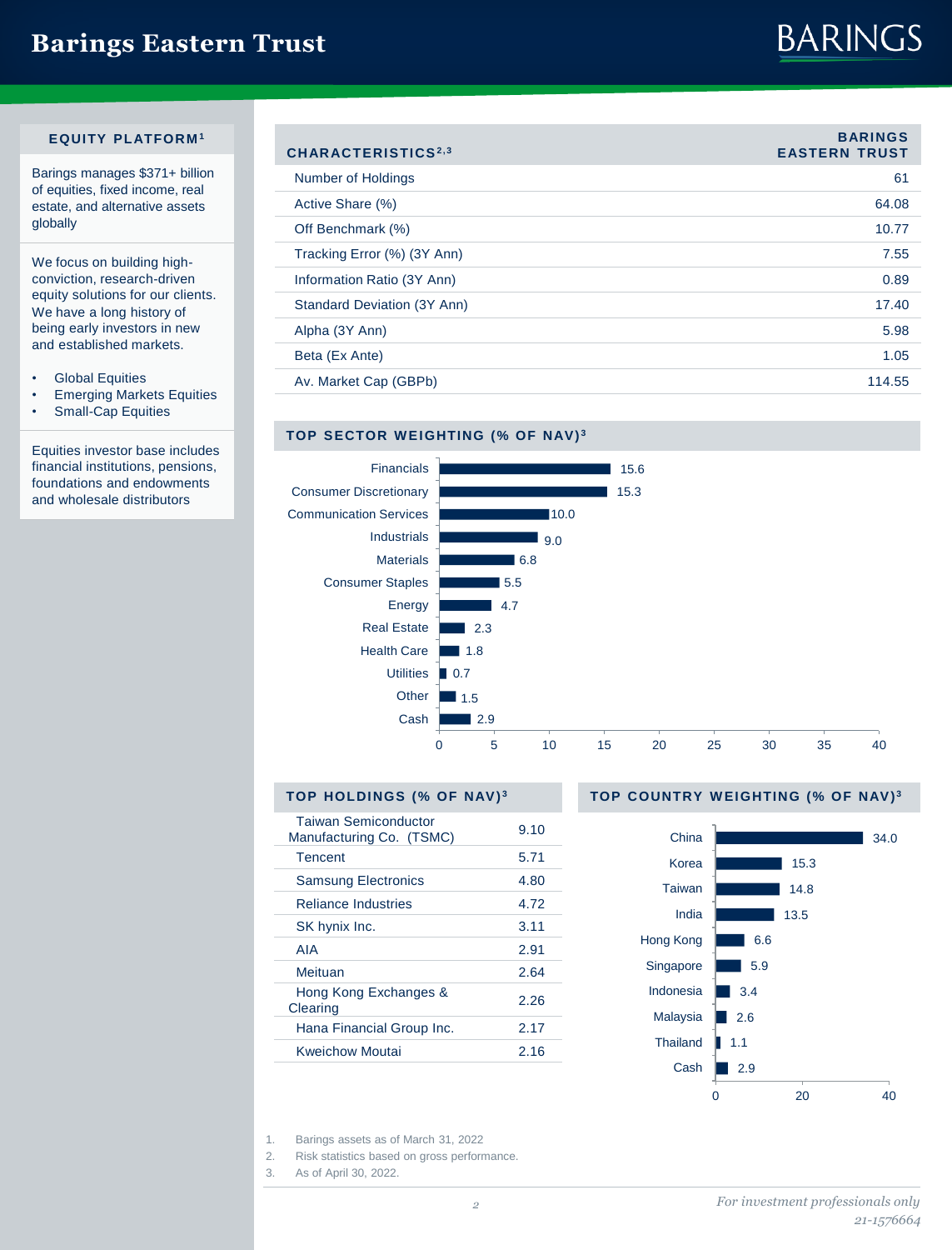# Barings Eastern Trust

## EQUITY PLATFORM[1]

Barings manages $371+ billion of equities, fixed income, real estate, and alternative assets globally

We focus on building high-conviction, research-driven equity solutions for our clients. We have a long history of being early investors in new and established markets.

- Global Equities
- Emerging Markets Equities
- Small-Cap Equities

Equities investor base includes financial institutions, pensions, foundations and endowments and wholesale distributors

## CHARACTERISTICS[2,3]

| CHARACTERISTICS | BARINGS EASTERN TRUST |
|---|---|
| Number of Holdings | 61 |
| Active Share (%) | 64.08 |
| Off Benchmark (%) | 10.77 |
| Tracking Error (%) (3Y Ann) | 7.55 |
| Information Ratio (3Y Ann) | 0.89 |
| Standard Deviation (3Y Ann) | 17.40 |
| Alpha (3Y Ann) | 5.98 |
| Beta (Ex Ante) | 1.05 |
| Av. Market Cap (GBPb) | 114.55 |

## TOP SECTOR WEIGHTING (% OF NAV)[3]

| Sector | % of NAV |
|---|---|
| Financials | 15.6 |
| Consumer Discretionary | 15.3 |
| Communication Services | 10.0 |
| Industrials | 9.0 |
| Materials | 6.8 |
| Consumer Staples | 5.5 |
| Energy | 4.7 |
| Real Estate | 2.3 |
| Health Care | 1.8 |
| Utilities | 0.7 |
| Other | 1.5 |
| Cash | 2.9 |

## TOP HOLDINGS (% OF NAV)[3]

| Holding | % of NAV |
|---|---|
| Taiwan Semiconductor Manufacturing Co. (TSMC) | 9.10 |
| Tencent | 5.71 |
| Samsung Electronics | 4.80 |
| Reliance Industries | 4.72 |
| SK hynix Inc. | 3.11 |
| AIA | 2.91 |
| Meituan | 2.64 |
| Hong Kong Exchanges & Clearing | 2.26 |
| Hana Financial Group Inc. | 2.17 |
| Kweichow Moutai | 2.16 |

## TOP COUNTRY WEIGHTING (% OF NAV)[3]

| Country | % of NAV |
|---|---|
| China | 34.0 |
| Korea | 15.3 |
| Taiwan | 14.8 |
| India | 13.5 |
| Hong Kong | 6.6 |
| Singapore | 5.9 |
| Indonesia | 3.4 |
| Malaysia | 2.6 |
| Thailand | 1.1 |
| Cash | 2.9 |

1. Barings assets as of March 31, 2022
2. Risk statistics based on gross performance.
3. As of April 30, 2022.

*For investment professionals only*

*21-1576664*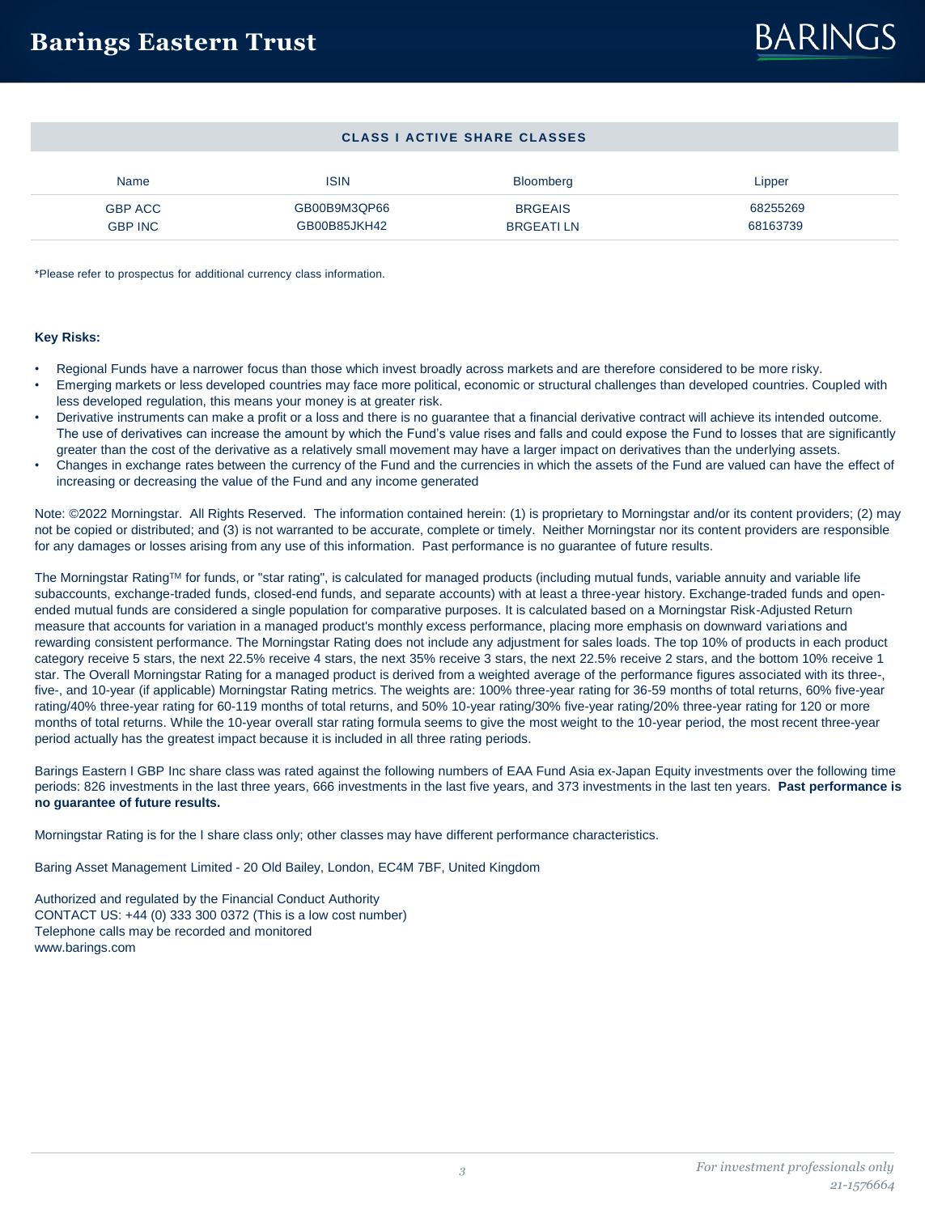## CLASS I ACTIVE SHARE CLASSES

| Name | ISIN | Bloomberg | Lipper |
|---|---|---|---|
| GBP ACC | GB00B9M3QP66 | BRGEAIS | 68255269 |
| GBP INC | GB00B85JKH42 | BRGEATI LN | 68163739 |

*Please refer to prospectus for additional currency class information.

**Key Risks:**

- Regional Funds have a narrower focus than those which invest broadly across markets and are therefore considered to be more risky.
- Emerging markets or less developed countries may face more political, economic or structural challenges than developed countries. Coupled with less developed regulation, this means your money is at greater risk.
- Derivative instruments can make a profit or a loss and there is no guarantee that a financial derivative contract will achieve its intended outcome. The use of derivatives can increase the amount by which the Fund's value rises and falls and could expose the Fund to losses that are significantly greater than the cost of the derivative as a relatively small movement may have a larger impact on derivatives than the underlying assets.
- Changes in exchange rates between the currency of the Fund and the currencies in which the assets of the Fund are valued can have the effect of increasing or decreasing the value of the Fund and any income generated

Note: ©2022 Morningstar. All Rights Reserved. The information contained herein: (1) is proprietary to Morningstar and/or its content providers; (2) may not be copied or distributed; and (3) is not warranted to be accurate, complete or timely. Neither Morningstar nor its content providers are responsible for any damages or losses arising from any use of this information. Past performance is no guarantee of future results.

The Morningstar Rating™ for funds, or "star rating", is calculated for managed products (including mutual funds, variable annuity and variable life subaccounts, exchange-traded funds, closed-end funds, and separate accounts) with at least a three-year history. Exchange-traded funds and open-ended mutual funds are considered a single population for comparative purposes. It is calculated based on a Morningstar Risk-Adjusted Return measure that accounts for variation in a managed product's monthly excess performance, placing more emphasis on downward variations and rewarding consistent performance. The Morningstar Rating does not include any adjustment for sales loads. The top 10% of products in each product category receive 5 stars, the next 22.5% receive 4 stars, the next 35% receive 3 stars, the next 22.5% receive 2 stars, and the bottom 10% receive 1 star. The Overall Morningstar Rating for a managed product is derived from a weighted average of the performance figures associated with its three-, five-, and 10-year (if applicable) Morningstar Rating metrics. The weights are: 100% three-year rating for 36-59 months of total returns, 60% five-year rating/40% three-year rating for 60-119 months of total returns, and 50% 10-year rating/30% five-year rating/20% three-year rating for 120 or more months of total returns. While the 10-year overall star rating formula seems to give the most weight to the 10-year period, the most recent three-year period actually has the greatest impact because it is included in all three rating periods.

Barings Eastern I GBP Inc share class was rated against the following numbers of EAA Fund Asia ex-Japan Equity investments over the following time periods: 826 investments in the last three years, 666 investments in the last five years, and 373 investments in the last ten years. **Past performance is no guarantee of future results.**

Morningstar Rating is for the I share class only; other classes may have different performance characteristics.

Baring Asset Management Limited - 20 Old Bailey, London, EC4M 7BF, United Kingdom

Authorized and regulated by the Financial Conduct Authority
CONTACT US: +44 (0) 333 300 0372 (This is a low cost number)
Telephone calls may be recorded and monitored
www.barings.com

*For investment professionals only*
*21-1576664*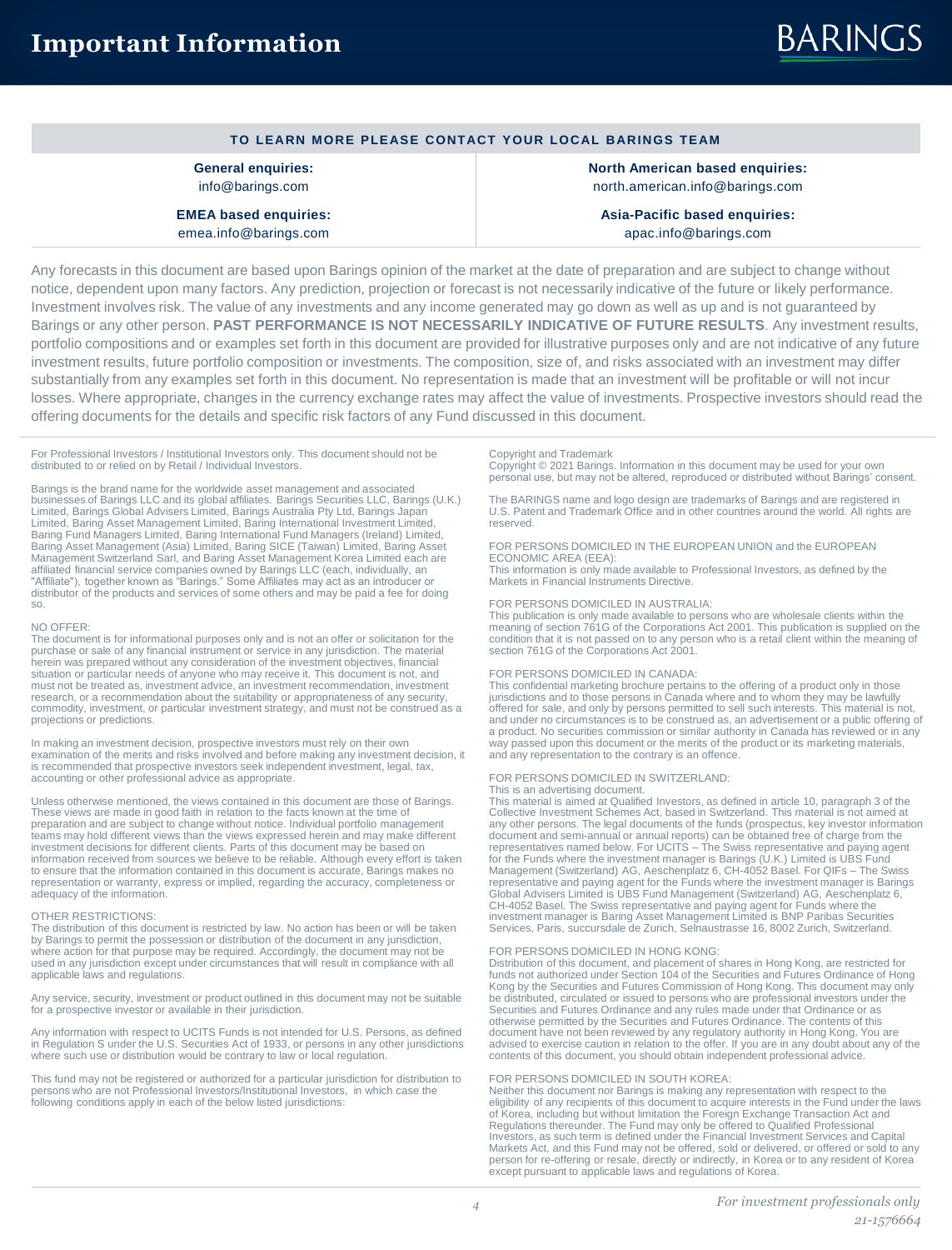# Important Information

**TO LEARN MORE PLEASE CONTACT YOUR LOCAL BARINGS TEAM**

| General enquiries: | North American based enquiries: |
| --- | --- |
| info@barings.com | north.american.info@barings.com |
| **EMEA based enquiries:** | **Asia-Pacific based enquiries:** |
| emea.info@barings.com | apac.info@barings.com |

Any forecasts in this document are based upon Barings opinion of the market at the date of preparation and are subject to change without notice, dependent upon many factors. Any prediction, projection or forecast is not necessarily indicative of the future or likely performance. Investment involves risk. The value of any investments and any income generated may go down as well as up and is not guaranteed by Barings or any other person. **PAST PERFORMANCE IS NOT NECESSARILY INDICATIVE OF FUTURE RESULTS**. Any investment results, portfolio compositions and or examples set forth in this document are provided for illustrative purposes only and are not indicative of any future investment results, future portfolio composition or investments. The composition, size of, and risks associated with an investment may differ substantially from any examples set forth in this document. No representation is made that an investment will be profitable or will not incur losses. Where appropriate, changes in the currency exchange rates may affect the value of investments. Prospective investors should read the offering documents for the details and specific risk factors of any Fund discussed in this document.

For Professional Investors / Institutional Investors only. This document should not be distributed to or relied on by Retail / Individual Investors.

Barings is the brand name for the worldwide asset management and associated businesses of Barings LLC and its global affiliates. Barings Securities LLC, Barings (U.K.) Limited, Barings Global Advisers Limited, Barings Australia Pty Ltd, Barings Japan Limited, Baring Asset Management Limited, Baring International Investment Limited, Baring Fund Managers Limited, Baring International Fund Managers (Ireland) Limited, Baring Asset Management (Asia) Limited, Baring SICE (Taiwan) Limited, Baring Asset Management Switzerland Sarl, and Baring Asset Management Korea Limited each are affiliated financial service companies owned by Barings LLC (each, individually, an "Affiliate"), together known as "Barings." Some Affiliates may act as an introducer or distributor of the products and services of some others and may be paid a fee for doing so.

NO OFFER:
The document is for informational purposes only and is not an offer or solicitation for the purchase or sale of any financial instrument or service in any jurisdiction. The material herein was prepared without any consideration of the investment objectives, financial situation or particular needs of anyone who may receive it. This document is not, and must not be treated as, investment advice, an investment recommendation, investment research, or a recommendation about the suitability or appropriateness of any security, commodity, investment, or particular investment strategy, and must not be construed as a projections or predictions.

In making an investment decision, prospective investors must rely on their own examination of the merits and risks involved and before making any investment decision, it is recommended that prospective investors seek independent investment, legal, tax, accounting or other professional advice as appropriate.

Unless otherwise mentioned, the views contained in this document are those of Barings. These views are made in good faith in relation to the facts known at the time of preparation and are subject to change without notice. Individual portfolio management teams may hold different views than the views expressed herein and may make different investment decisions for different clients. Parts of this document may be based on information received from sources we believe to be reliable. Although every effort is taken to ensure that the information contained in this document is accurate, Barings makes no representation or warranty, express or implied, regarding the accuracy, completeness or adequacy of the information.

OTHER RESTRICTIONS:
The distribution of this document is restricted by law. No action has been or will be taken by Barings to permit the possession or distribution of the document in any jurisdiction, where action for that purpose may be required. Accordingly, the document may not be used in any jurisdiction except under circumstances that will result in compliance with all applicable laws and regulations.

Any service, security, investment or product outlined in this document may not be suitable for a prospective investor or available in their jurisdiction.

Any information with respect to UCITS Funds is not intended for U.S. Persons, as defined in Regulation S under the U.S. Securities Act of 1933, or persons in any other jurisdictions where such use or distribution would be contrary to law or local regulation.

This fund may not be registered or authorized for a particular jurisdiction for distribution to persons who are not Professional Investors/Institutional Investors, in which case the following conditions apply in each of the below listed jurisdictions:

Copyright and Trademark
Copyright © 2021 Barings. Information in this document may be used for your own personal use, but may not be altered, reproduced or distributed without Barings' consent.

The BARINGS name and logo design are trademarks of Barings and are registered in U.S. Patent and Trademark Office and in other countries around the world. All rights are reserved.

FOR PERSONS DOMICILED IN THE EUROPEAN UNION and the EUROPEAN ECONOMIC AREA (EEA):
This information is only made available to Professional Investors, as defined by the Markets in Financial Instruments Directive.

FOR PERSONS DOMICILED IN AUSTRALIA:
This publication is only made available to persons who are wholesale clients within the meaning of section 761G of the Corporations Act 2001. This publication is supplied on the condition that it is not passed on to any person who is a retail client within the meaning of section 761G of the Corporations Act 2001.

FOR PERSONS DOMICILED IN CANADA:
This confidential marketing brochure pertains to the offering of a product only in those jurisdictions and to those persons in Canada where and to whom they may be lawfully offered for sale, and only by persons permitted to sell such interests. This material is not, and under no circumstances is to be construed as, an advertisement or a public offering of a product. No securities commission or similar authority in Canada has reviewed or in any way passed upon this document or the merits of the product or its marketing materials, and any representation to the contrary is an offence.

FOR PERSONS DOMICILED IN SWITZERLAND:
This is an advertising document.
This material is aimed at Qualified Investors, as defined in article 10, paragraph 3 of the Collective Investment Schemes Act, based in Switzerland. This material is not aimed at any other persons. The legal documents of the funds (prospectus, key investor information document and semi-annual or annual reports) can be obtained free of charge from the representatives named below. For UCITS – The Swiss representative and paying agent for the Funds where the investment manager is Barings (U.K.) Limited is UBS Fund Management (Switzerland) AG, Aeschenplatz 6, CH-4052 Basel. For QIFs – The Swiss representative and paying agent for the Funds where the investment manager is Barings Global Advisers Limited is UBS Fund Management (Switzerland) AG, Aeschenplatz 6, CH-4052 Basel. The Swiss representative and paying agent for Funds where the investment manager is Baring Asset Management Limited is BNP Paribas Securities Services, Paris, succursdale de Zurich, Selnaustrasse 16, 8002 Zurich, Switzerland.

FOR PERSONS DOMICILED IN HONG KONG:
Distribution of this document, and placement of shares in Hong Kong, are restricted for funds not authorized under Section 104 of the Securities and Futures Ordinance of Hong Kong by the Securities and Futures Commission of Hong Kong. This document may only be distributed, circulated or issued to persons who are professional investors under the Securities and Futures Ordinance and any rules made under that Ordinance or as otherwise permitted by the Securities and Futures Ordinance. The contents of this document have not been reviewed by any regulatory authority in Hong Kong. You are advised to exercise caution in relation to the offer. If you are in any doubt about any of the contents of this document, you should obtain independent professional advice.

FOR PERSONS DOMICILED IN SOUTH KOREA:
Neither this document nor Barings is making any representation with respect to the eligibility of any recipients of this document to acquire interests in the Fund under the laws of Korea, including but without limitation the Foreign Exchange Transaction Act and Regulations thereunder. The Fund may only be offered to Qualified Professional Investors, as such term is defined under the Financial Investment Services and Capital Markets Act, and this Fund may not be offered, sold or delivered, or offered or sold to any person for re-offering or resale, directly or indirectly, in Korea or to any resident of Korea except pursuant to applicable laws and regulations of Korea.

*For investment professionals only*

*21-1576664*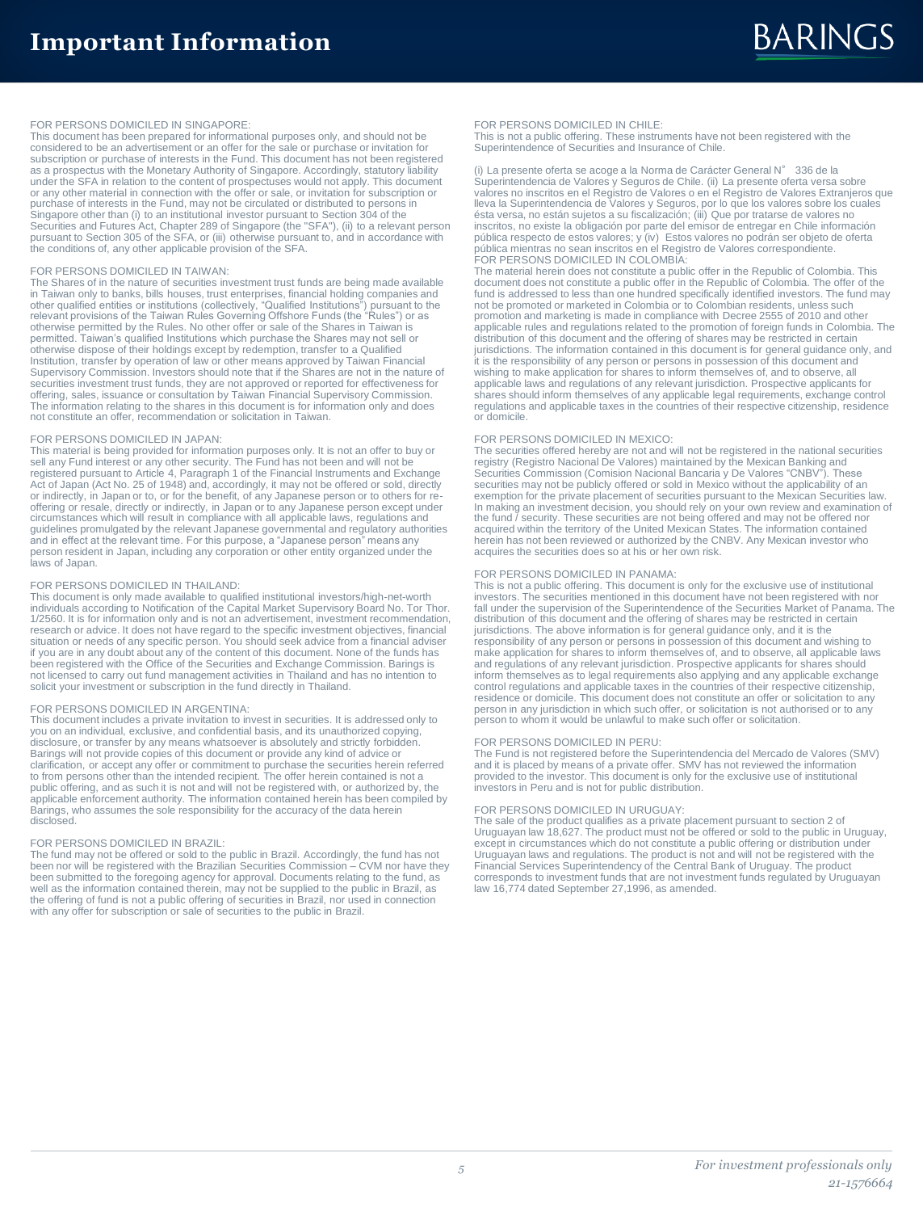# Important Information

FOR PERSONS DOMICILED IN SINGAPORE:
This document has been prepared for informational purposes only, and should not be considered to be an advertisement or an offer for the sale or purchase or invitation for subscription or purchase of interests in the Fund. This document has not been registered as a prospectus with the Monetary Authority of Singapore. Accordingly, statutory liability under the SFA in relation to the content of prospectuses would not apply. This document or any other material in connection with the offer or sale, or invitation for subscription or purchase of interests in the Fund, may not be circulated or distributed to persons in Singapore other than (i) to an institutional investor pursuant to Section 304 of the Securities and Futures Act, Chapter 289 of Singapore (the "SFA"), (ii) to a relevant person pursuant to Section 305 of the SFA, or (iii) otherwise pursuant to, and in accordance with the conditions of, any other applicable provision of the SFA.

FOR PERSONS DOMICILED IN TAIWAN:
The Shares of in the nature of securities investment trust funds are being made available in Taiwan only to banks, bills houses, trust enterprises, financial holding companies and other qualified entities or institutions (collectively, "Qualified Institutions") pursuant to the relevant provisions of the Taiwan Rules Governing Offshore Funds (the "Rules") or as otherwise permitted by the Rules. No other offer or sale of the Shares in Taiwan is permitted. Taiwan's qualified Institutions which purchase the Shares may not sell or otherwise dispose of their holdings except by redemption, transfer to a Qualified Institution, transfer by operation of law or other means approved by Taiwan Financial Supervisory Commission. Investors should note that if the Shares are not in the nature of securities investment trust funds, they are not approved or reported for effectiveness for offering, sales, issuance or consultation by Taiwan Financial Supervisory Commission. The information relating to the shares in this document is for information only and does not constitute an offer, recommendation or solicitation in Taiwan.

FOR PERSONS DOMICILED IN JAPAN:
This material is being provided for information purposes only. It is not an offer to buy or sell any Fund interest or any other security. The Fund has not been and will not be registered pursuant to Article 4, Paragraph 1 of the Financial Instruments and Exchange Act of Japan (Act No. 25 of 1948) and, accordingly, it may not be offered or sold, directly or indirectly, in Japan or to, or for the benefit, of any Japanese person or to others for re-offering or resale, directly or indirectly, in Japan or to any Japanese person except under circumstances which will result in compliance with all applicable laws, regulations and guidelines promulgated by the relevant Japanese governmental and regulatory authorities and in effect at the relevant time. For this purpose, a "Japanese person" means any person resident in Japan, including any corporation or other entity organized under the laws of Japan.

FOR PERSONS DOMICILED IN THAILAND:
This document is only made available to qualified institutional investors/high-net-worth individuals according to Notification of the Capital Market Supervisory Board No. Tor Thor. 1/2560. It is for information only and is not an advertisement, investment recommendation, research or advice. It does not have regard to the specific investment objectives, financial situation or needs of any specific person. You should seek advice from a financial adviser if you are in any doubt about any of the content of this document. None of the funds has been registered with the Office of the Securities and Exchange Commission. Barings is not licensed to carry out fund management activities in Thailand and has no intention to solicit your investment or subscription in the fund directly in Thailand.

FOR PERSONS DOMICILED IN ARGENTINA:
This document includes a private invitation to invest in securities. It is addressed only to you on an individual, exclusive, and confidential basis, and its unauthorized copying, disclosure, or transfer by any means whatsoever is absolutely and strictly forbidden. Barings will not provide copies of this document or provide any kind of advice or clarification, or accept any offer or commitment to purchase the securities herein referred to from persons other than the intended recipient. The offer herein contained is not a public offering, and as such it is not and will not be registered with, or authorized by, the applicable enforcement authority. The information contained herein has been compiled by Barings, who assumes the sole responsibility for the accuracy of the data herein disclosed.

FOR PERSONS DOMICILED IN BRAZIL:
The fund may not be offered or sold to the public in Brazil. Accordingly, the fund has not been nor will be registered with the Brazilian Securities Commission – CVM nor have they been submitted to the foregoing agency for approval. Documents relating to the fund, as well as the information contained therein, may not be supplied to the public in Brazil, as the offering of fund is not a public offering of securities in Brazil, nor used in connection with any offer for subscription or sale of securities to the public in Brazil.

FOR PERSONS DOMICILED IN CHILE:
This is not a public offering. These instruments have not been registered with the Superintendence of Securities and Insurance of Chile.

(i) La presente oferta se acoge a la Norma de Carácter General N° 336 de la Superintendencia de Valores y Seguros de Chile. (ii) La presente oferta versa sobre valores no inscritos en el Registro de Valores o en el Registro de Valores Extranjeros que lleva la Superintendencia de Valores y Seguros, por lo que los valores sobre los cuales ésta versa, no están sujetos a su fiscalización; (iii) Que por tratarse de valores no inscritos, no existe la obligación por parte del emisor de entregar en Chile información pública respecto de estos valores; y (iv) Estos valores no podrán ser objeto de oferta pública mientras no sean inscritos en el Registro de Valores correspondiente.

FOR PERSONS DOMICILED IN COLOMBIA:
The material herein does not constitute a public offer in the Republic of Colombia. This document does not constitute a public offer in the Republic of Colombia. The offer of the fund is addressed to less than one hundred specifically identified investors. The fund may not be promoted or marketed in Colombia or to Colombian residents, unless such promotion and marketing is made in compliance with Decree 2555 of 2010 and other applicable rules and regulations related to the promotion of foreign funds in Colombia. The distribution of this document and the offering of shares may be restricted in certain jurisdictions. The information contained in this document is for general guidance only, and it is the responsibility of any person or persons in possession of this document and wishing to make application for shares to inform themselves of, and to observe, all applicable laws and regulations of any relevant jurisdiction. Prospective applicants for shares should inform themselves of any applicable legal requirements, exchange control regulations and applicable taxes in the countries of their respective citizenship, residence or domicile.

FOR PERSONS DOMICILED IN MEXICO:
The securities offered hereby are not and will not be registered in the national securities registry (Registro Nacional De Valores) maintained by the Mexican Banking and Securities Commission (Comision Nacional Bancaria y De Valores "CNBV"). These securities may not be publicly offered or sold in Mexico without the applicability of an exemption for the private placement of securities pursuant to the Mexican Securities law. In making an investment decision, you should rely on your own review and examination of the fund / security. These securities are not being offered and may not be offered nor acquired within the territory of the United Mexican States. The information contained herein has not been reviewed or authorized by the CNBV. Any Mexican investor who acquires the securities does so at his or her own risk.

FOR PERSONS DOMICILED IN PANAMA:
This is not a public offering. This document is only for the exclusive use of institutional investors. The securities mentioned in this document have not been registered with nor fall under the supervision of the Superintendence of the Securities Market of Panama. The distribution of this document and the offering of shares may be restricted in certain jurisdictions. The above information is for general guidance only, and it is the responsibility of any person or persons in possession of this document and wishing to make application for shares to inform themselves of, and to observe, all applicable laws and regulations of any relevant jurisdiction. Prospective applicants for shares should inform themselves as to legal requirements also applying and any applicable exchange control regulations and applicable taxes in the countries of their respective citizenship, residence or domicile. This document does not constitute an offer or solicitation to any person in any jurisdiction in which such offer, or solicitation is not authorised or to any person to whom it would be unlawful to make such offer or solicitation.

FOR PERSONS DOMICILED IN PERU:
The Fund is not registered before the Superintendencia del Mercado de Valores (SMV) and it is placed by means of a private offer. SMV has not reviewed the information provided to the investor. This document is only for the exclusive use of institutional investors in Peru and is not for public distribution.

FOR PERSONS DOMICILED IN URUGUAY:
The sale of the product qualifies as a private placement pursuant to section 2 of Uruguayan law 18,627. The product must not be offered or sold to the public in Uruguay, except in circumstances which do not constitute a public offering or distribution under Uruguayan laws and regulations. The product is not and will not be registered with the Financial Services Superintendency of the Central Bank of Uruguay. The product corresponds to investment funds that are not investment funds regulated by Uruguayan law 16,774 dated September 27,1996, as amended.

*For investment professionals only*

*21-1576664*